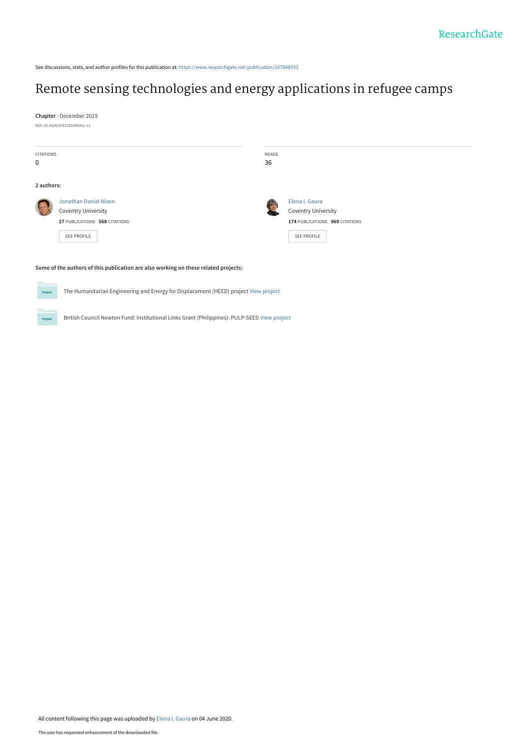See discussions, stats, and author profiles for this publication at: https://www.researchgate.net/publication/337848593

# Remote sensing technologies and energy applications in refugee camps

**Chapter** · December 2019

DOI: 10.4324/9781351006941-11

CITATIONS
0

READS
36

**2 authors:**

Jonathan Daniel Nixon
Coventry University
**27** PUBLICATIONS **568** CITATIONS
SEE PROFILE

Elena I. Gaura
Coventry University
**174** PUBLICATIONS **969** CITATIONS
SEE PROFILE

**Some of the authors of this publication are also working on these related projects:**

Project: The Humanitarian Engineering and Energy for Displacement (HEED) project View project

Project: British Council Newton Fund: Institutional Links Grant (Philippines): PULP-SEED View project

All content following this page was uploaded by Elena I. Gaura on 04 June 2020.

The user has requested enhancement of the downloaded file.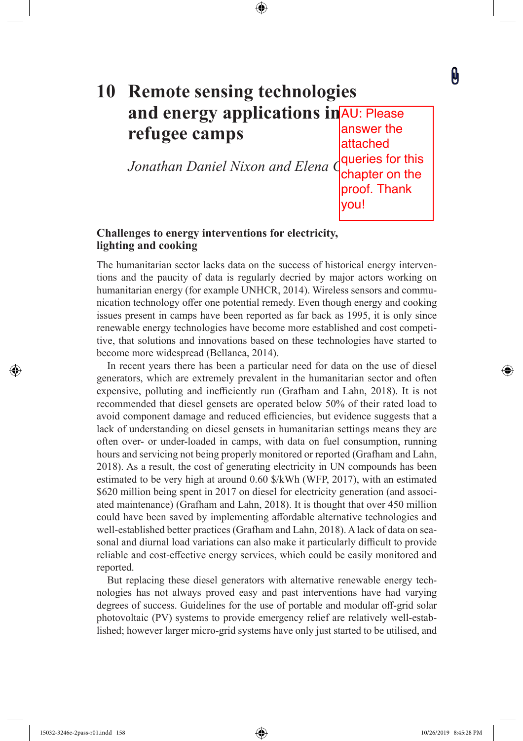# 10 Remote sensing technologies and energy applications in refugee camps

*Jonathan Daniel Nixon and Elena C*

## Challenges to energy interventions for electricity, lighting and cooking

The humanitarian sector lacks data on the success of historical energy interventions and the paucity of data is regularly decried by major actors working on humanitarian energy (for example UNHCR, 2014). Wireless sensors and communication technology offer one potential remedy. Even though energy and cooking issues present in camps have been reported as far back as 1995, it is only since renewable energy technologies have become more established and cost competitive, that solutions and innovations based on these technologies have started to become more widespread (Bellanca, 2014).

In recent years there has been a particular need for data on the use of diesel generators, which are extremely prevalent in the humanitarian sector and often expensive, polluting and inefficiently run (Grafham and Lahn, 2018). It is not recommended that diesel gensets are operated below 50% of their rated load to avoid component damage and reduced efficiencies, but evidence suggests that a lack of understanding on diesel gensets in humanitarian settings means they are often over- or under-loaded in camps, with data on fuel consumption, running hours and servicing not being properly monitored or reported (Grafham and Lahn, 2018). As a result, the cost of generating electricity in UN compounds has been estimated to be very high at around 0.60 $/kWh (WFP, 2017), with an estimated $620 million being spent in 2017 on diesel for electricity generation (and associated maintenance) (Grafham and Lahn, 2018). It is thought that over 450 million could have been saved by implementing affordable alternative technologies and well-established better practices (Grafham and Lahn, 2018). A lack of data on seasonal and diurnal load variations can also make it particularly difficult to provide reliable and cost-effective energy services, which could be easily monitored and reported.

But replacing these diesel generators with alternative renewable energy technologies has not always proved easy and past interventions have had varying degrees of success. Guidelines for the use of portable and modular off-grid solar photovoltaic (PV) systems to provide emergency relief are relatively well-established; however larger micro-grid systems have only just started to be utilised, and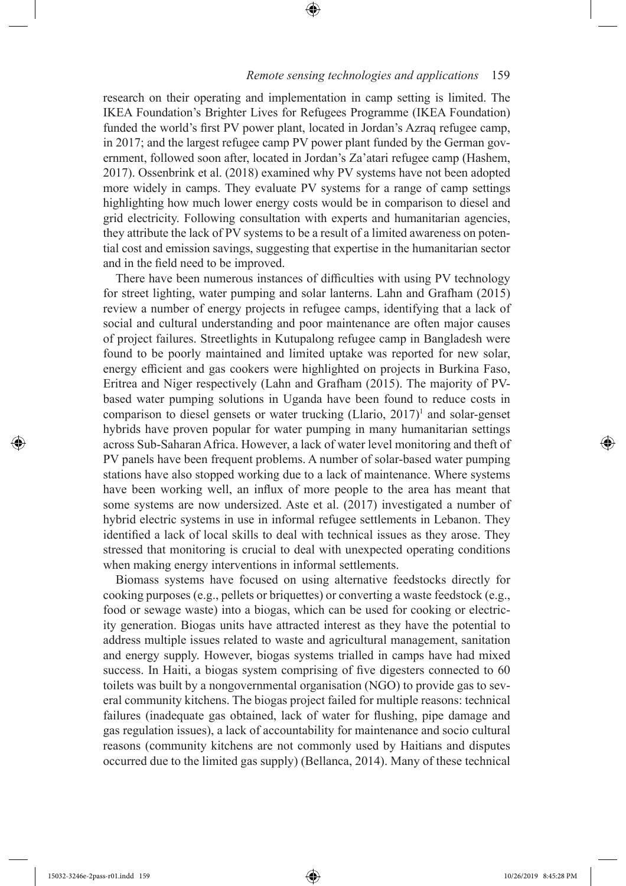research on their operating and implementation in camp setting is limited. The IKEA Foundation's Brighter Lives for Refugees Programme (IKEA Foundation) funded the world's first PV power plant, located in Jordan's Azraq refugee camp, in 2017; and the largest refugee camp PV power plant funded by the German government, followed soon after, located in Jordan's Za'atari refugee camp (Hashem, 2017). Ossenbrink et al. (2018) examined why PV systems have not been adopted more widely in camps. They evaluate PV systems for a range of camp settings highlighting how much lower energy costs would be in comparison to diesel and grid electricity. Following consultation with experts and humanitarian agencies, they attribute the lack of PV systems to be a result of a limited awareness on potential cost and emission savings, suggesting that expertise in the humanitarian sector and in the field need to be improved.

There have been numerous instances of difficulties with using PV technology for street lighting, water pumping and solar lanterns. Lahn and Grafham (2015) review a number of energy projects in refugee camps, identifying that a lack of social and cultural understanding and poor maintenance are often major causes of project failures. Streetlights in Kutupalong refugee camp in Bangladesh were found to be poorly maintained and limited uptake was reported for new solar, energy efficient and gas cookers were highlighted on projects in Burkina Faso, Eritrea and Niger respectively (Lahn and Grafham (2015). The majority of PV-based water pumping solutions in Uganda have been found to reduce costs in comparison to diesel gensets or water trucking (Llario, 2017)[1] and solar-genset hybrids have proven popular for water pumping in many humanitarian settings across Sub-Saharan Africa. However, a lack of water level monitoring and theft of PV panels have been frequent problems. A number of solar-based water pumping stations have also stopped working due to a lack of maintenance. Where systems have been working well, an influx of more people to the area has meant that some systems are now undersized. Aste et al. (2017) investigated a number of hybrid electric systems in use in informal refugee settlements in Lebanon. They identified a lack of local skills to deal with technical issues as they arose. They stressed that monitoring is crucial to deal with unexpected operating conditions when making energy interventions in informal settlements.

Biomass systems have focused on using alternative feedstocks directly for cooking purposes (e.g., pellets or briquettes) or converting a waste feedstock (e.g., food or sewage waste) into a biogas, which can be used for cooking or electricity generation. Biogas units have attracted interest as they have the potential to address multiple issues related to waste and agricultural management, sanitation and energy supply. However, biogas systems trialled in camps have had mixed success. In Haiti, a biogas system comprising of five digesters connected to 60 toilets was built by a nongovernmental organisation (NGO) to provide gas to several community kitchens. The biogas project failed for multiple reasons: technical failures (inadequate gas obtained, lack of water for flushing, pipe damage and gas regulation issues), a lack of accountability for maintenance and socio cultural reasons (community kitchens are not commonly used by Haitians and disputes occurred due to the limited gas supply) (Bellanca, 2014). Many of these technical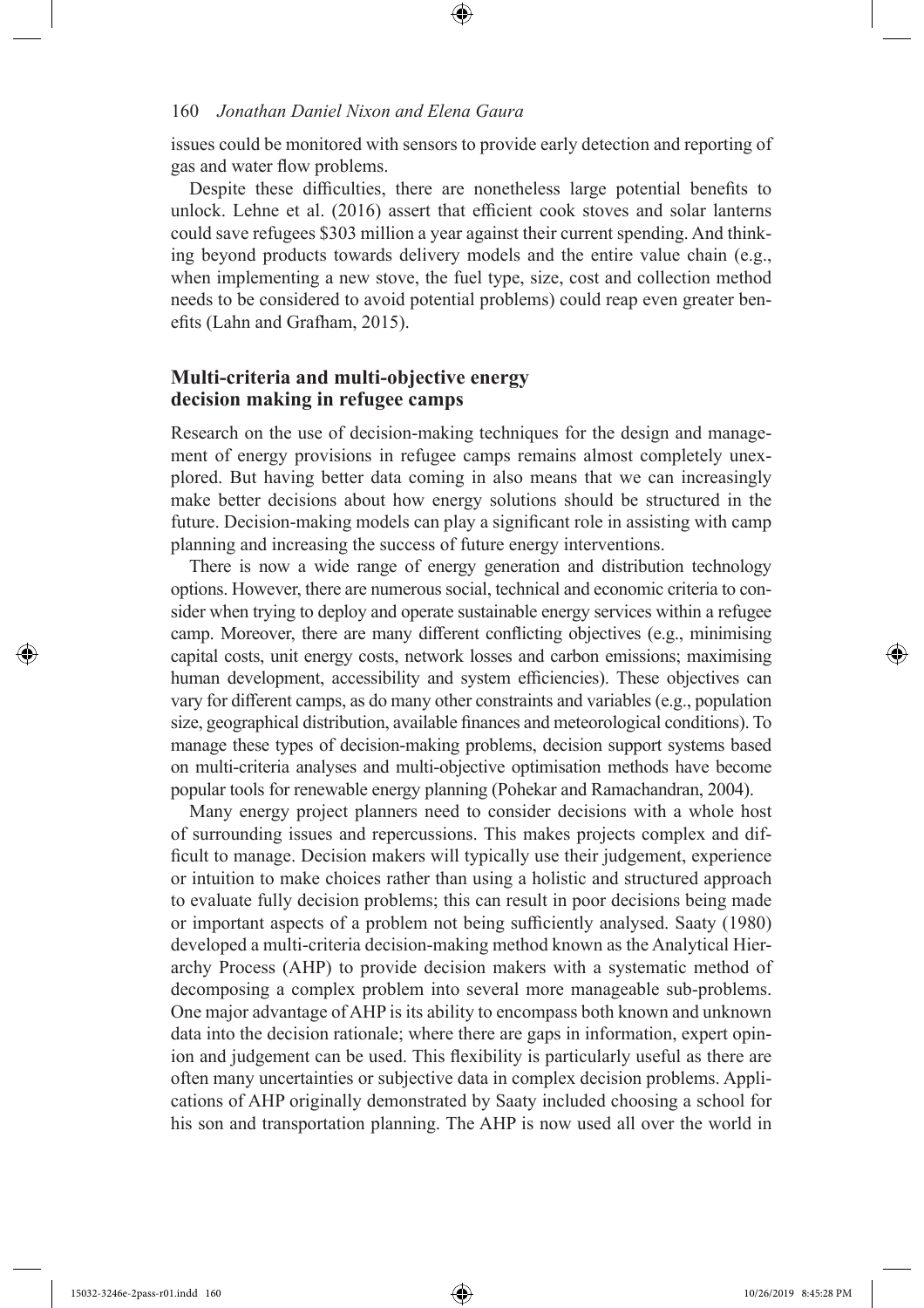issues could be monitored with sensors to provide early detection and reporting of gas and water flow problems.

Despite these difficulties, there are nonetheless large potential benefits to unlock. Lehne et al. (2016) assert that efficient cook stoves and solar lanterns could save refugees \$303 million a year against their current spending. And thinking beyond products towards delivery models and the entire value chain (e.g., when implementing a new stove, the fuel type, size, cost and collection method needs to be considered to avoid potential problems) could reap even greater benefits (Lahn and Grafham, 2015).

## Multi-criteria and multi-objective energy decision making in refugee camps

Research on the use of decision-making techniques for the design and management of energy provisions in refugee camps remains almost completely unexplored. But having better data coming in also means that we can increasingly make better decisions about how energy solutions should be structured in the future. Decision-making models can play a significant role in assisting with camp planning and increasing the success of future energy interventions.

There is now a wide range of energy generation and distribution technology options. However, there are numerous social, technical and economic criteria to consider when trying to deploy and operate sustainable energy services within a refugee camp. Moreover, there are many different conflicting objectives (e.g., minimising capital costs, unit energy costs, network losses and carbon emissions; maximising human development, accessibility and system efficiencies). These objectives can vary for different camps, as do many other constraints and variables (e.g., population size, geographical distribution, available finances and meteorological conditions). To manage these types of decision-making problems, decision support systems based on multi-criteria analyses and multi-objective optimisation methods have become popular tools for renewable energy planning (Pohekar and Ramachandran, 2004).

Many energy project planners need to consider decisions with a whole host of surrounding issues and repercussions. This makes projects complex and difficult to manage. Decision makers will typically use their judgement, experience or intuition to make choices rather than using a holistic and structured approach to evaluate fully decision problems; this can result in poor decisions being made or important aspects of a problem not being sufficiently analysed. Saaty (1980) developed a multi-criteria decision-making method known as the Analytical Hierarchy Process (AHP) to provide decision makers with a systematic method of decomposing a complex problem into several more manageable sub-problems. One major advantage of AHP is its ability to encompass both known and unknown data into the decision rationale; where there are gaps in information, expert opinion and judgement can be used. This flexibility is particularly useful as there are often many uncertainties or subjective data in complex decision problems. Applications of AHP originally demonstrated by Saaty included choosing a school for his son and transportation planning. The AHP is now used all over the world in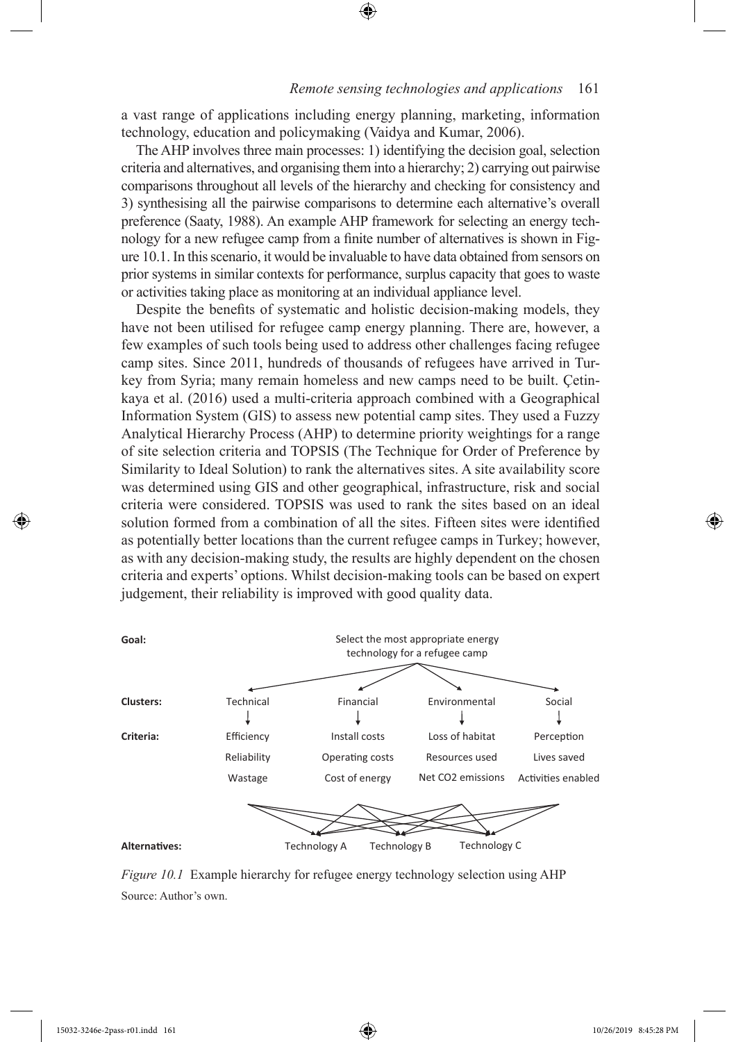a vast range of applications including energy planning, marketing, information technology, education and policymaking (Vaidya and Kumar, 2006).

The AHP involves three main processes: 1) identifying the decision goal, selection criteria and alternatives, and organising them into a hierarchy; 2) carrying out pairwise comparisons throughout all levels of the hierarchy and checking for consistency and 3) synthesising all the pairwise comparisons to determine each alternative's overall preference (Saaty, 1988). An example AHP framework for selecting an energy technology for a new refugee camp from a finite number of alternatives is shown in Figure 10.1. In this scenario, it would be invaluable to have data obtained from sensors on prior systems in similar contexts for performance, surplus capacity that goes to waste or activities taking place as monitoring at an individual appliance level.

Despite the benefits of systematic and holistic decision-making models, they have not been utilised for refugee camp energy planning. There are, however, a few examples of such tools being used to address other challenges facing refugee camp sites. Since 2011, hundreds of thousands of refugees have arrived in Turkey from Syria; many remain homeless and new camps need to be built. Çetinkaya et al. (2016) used a multi-criteria approach combined with a Geographical Information System (GIS) to assess new potential camp sites. They used a Fuzzy Analytical Hierarchy Process (AHP) to determine priority weightings for a range of site selection criteria and TOPSIS (The Technique for Order of Preference by Similarity to Ideal Solution) to rank the alternatives sites. A site availability score was determined using GIS and other geographical, infrastructure, risk and social criteria were considered. TOPSIS was used to rank the sites based on an ideal solution formed from a combination of all the sites. Fifteen sites were identified as potentially better locations than the current refugee camps in Turkey; however, as with any decision-making study, the results are highly dependent on the chosen criteria and experts' options. Whilst decision-making tools can be based on expert judgement, their reliability is improved with good quality data.

**Goal:** Select the most appropriate energy technology for a refugee camp

| | | | | |
|---|---|---|---|---|
| **Clusters:** | Technical | Financial | Environmental | Social |
| **Criteria:** | Efficiency | Install costs | Loss of habitat | Perception |
| | Reliability | Operating costs | Resources used | Lives saved |
| | Wastage | Cost of energy | Net $CO_2$ emissions | Activities enabled |

**Alternatives:** Technology A, Technology B, Technology C

*Figure 10.1* Example hierarchy for refugee energy technology selection using AHP

Source: Author's own.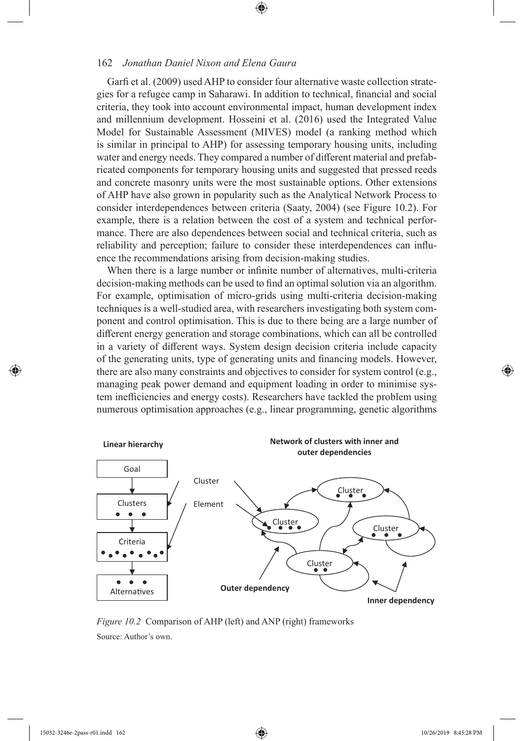Garfi et al. (2009) used AHP to consider four alternative waste collection strategies for a refugee camp in Saharawi. In addition to technical, financial and social criteria, they took into account environmental impact, human development index and millennium development. Hosseini et al. (2016) used the Integrated Value Model for Sustainable Assessment (MIVES) model (a ranking method which is similar in principal to AHP) for assessing temporary housing units, including water and energy needs. They compared a number of different material and prefabricated components for temporary housing units and suggested that pressed reeds and concrete masonry units were the most sustainable options. Other extensions of AHP have also grown in popularity such as the Analytical Network Process to consider interdependences between criteria (Saaty, 2004) (see Figure 10.2). For example, there is a relation between the cost of a system and technical performance. There are also dependences between social and technical criteria, such as reliability and perception; failure to consider these interdependences can influence the recommendations arising from decision-making studies.

When there is a large number or infinite number of alternatives, multi-criteria decision-making methods can be used to find an optimal solution via an algorithm. For example, optimisation of micro-grids using multi-criteria decision-making techniques is a well-studied area, with researchers investigating both system component and control optimisation. This is due to there being are a large number of different energy generation and storage combinations, which can all be controlled in a variety of different ways. System design decision criteria include capacity of the generating units, type of generating units and financing models. However, there are also many constraints and objectives to consider for system control (e.g., managing peak power demand and equipment loading in order to minimise system inefficiencies and energy costs). Researchers have tackled the problem using numerous optimisation approaches (e.g., linear programming, genetic algorithms

*Figure 10.2* Comparison of AHP (left) and ANP (right) frameworks

Source: Author's own.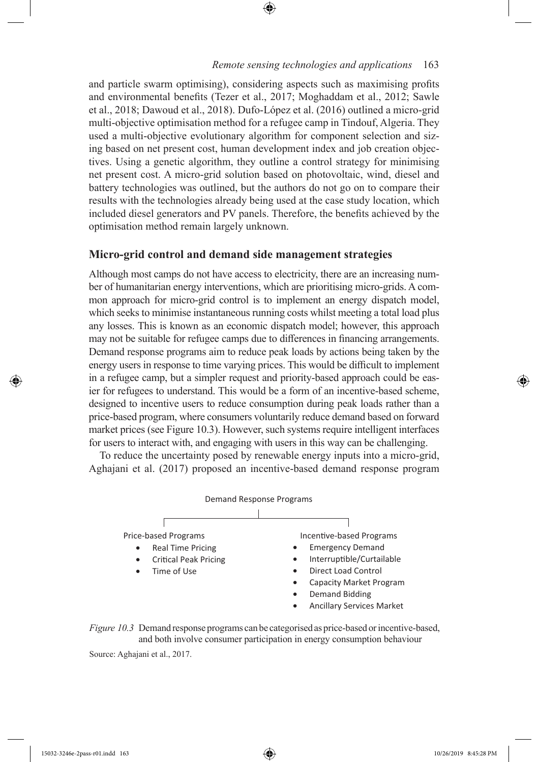and particle swarm optimising), considering aspects such as maximising profits and environmental benefits (Tezer et al., 2017; Moghaddam et al., 2012; Sawle et al., 2018; Dawoud et al., 2018). Dufo-López et al. (2016) outlined a micro-grid multi-objective optimisation method for a refugee camp in Tindouf, Algeria. They used a multi-objective evolutionary algorithm for component selection and sizing based on net present cost, human development index and job creation objectives. Using a genetic algorithm, they outline a control strategy for minimising net present cost. A micro-grid solution based on photovoltaic, wind, diesel and battery technologies was outlined, but the authors do not go on to compare their results with the technologies already being used at the case study location, which included diesel generators and PV panels. Therefore, the benefits achieved by the optimisation method remain largely unknown.

## Micro-grid control and demand side management strategies

Although most camps do not have access to electricity, there are an increasing number of humanitarian energy interventions, which are prioritising micro-grids. A common approach for micro-grid control is to implement an energy dispatch model, which seeks to minimise instantaneous running costs whilst meeting a total load plus any losses. This is known as an economic dispatch model; however, this approach may not be suitable for refugee camps due to differences in financing arrangements. Demand response programs aim to reduce peak loads by actions being taken by the energy users in response to time varying prices. This would be difficult to implement in a refugee camp, but a simpler request and priority-based approach could be easier for refugees to understand. This would be a form of an incentive-based scheme, designed to incentive users to reduce consumption during peak loads rather than a price-based program, where consumers voluntarily reduce demand based on forward market prices (see Figure 10.3). However, such systems require intelligent interfaces for users to interact with, and engaging with users in this way can be challenging.

To reduce the uncertainty posed by renewable energy inputs into a micro-grid, Aghajani et al. (2017) proposed an incentive-based demand response program

Demand Response Programs

Price-based Programs

- Real Time Pricing
- Critical Peak Pricing
- Time of Use

Incentive-based Programs

- Emergency Demand
- Interruptible/Curtailable
- Direct Load Control
- Capacity Market Program
- Demand Bidding
- Ancillary Services Market

*Figure 10.3* Demand response programs can be categorised as price-based or incentive-based, and both involve consumer participation in energy consumption behaviour

Source: Aghajani et al., 2017.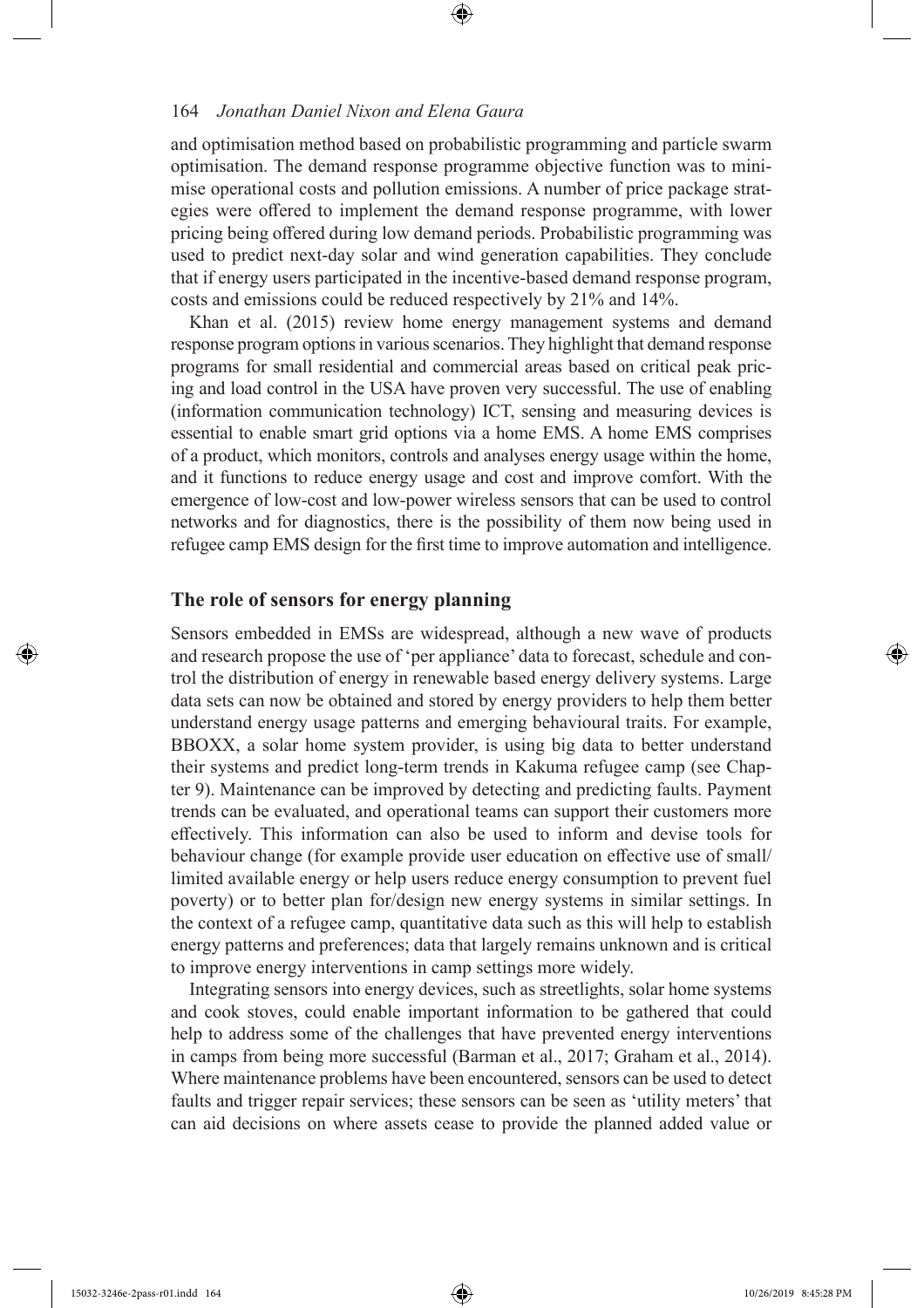and optimisation method based on probabilistic programming and particle swarm optimisation. The demand response programme objective function was to minimise operational costs and pollution emissions. A number of price package strategies were offered to implement the demand response programme, with lower pricing being offered during low demand periods. Probabilistic programming was used to predict next-day solar and wind generation capabilities. They conclude that if energy users participated in the incentive-based demand response program, costs and emissions could be reduced respectively by 21% and 14%.

Khan et al. (2015) review home energy management systems and demand response program options in various scenarios. They highlight that demand response programs for small residential and commercial areas based on critical peak pricing and load control in the USA have proven very successful. The use of enabling (information communication technology) ICT, sensing and measuring devices is essential to enable smart grid options via a home EMS. A home EMS comprises of a product, which monitors, controls and analyses energy usage within the home, and it functions to reduce energy usage and cost and improve comfort. With the emergence of low-cost and low-power wireless sensors that can be used to control networks and for diagnostics, there is the possibility of them now being used in refugee camp EMS design for the first time to improve automation and intelligence.

## The role of sensors for energy planning

Sensors embedded in EMSs are widespread, although a new wave of products and research propose the use of 'per appliance' data to forecast, schedule and control the distribution of energy in renewable based energy delivery systems. Large data sets can now be obtained and stored by energy providers to help them better understand energy usage patterns and emerging behavioural traits. For example, BBOXX, a solar home system provider, is using big data to better understand their systems and predict long-term trends in Kakuma refugee camp (see Chapter 9). Maintenance can be improved by detecting and predicting faults. Payment trends can be evaluated, and operational teams can support their customers more effectively. This information can also be used to inform and devise tools for behaviour change (for example provide user education on effective use of small/limited available energy or help users reduce energy consumption to prevent fuel poverty) or to better plan for/design new energy systems in similar settings. In the context of a refugee camp, quantitative data such as this will help to establish energy patterns and preferences; data that largely remains unknown and is critical to improve energy interventions in camp settings more widely.

Integrating sensors into energy devices, such as streetlights, solar home systems and cook stoves, could enable important information to be gathered that could help to address some of the challenges that have prevented energy interventions in camps from being more successful (Barman et al., 2017; Graham et al., 2014). Where maintenance problems have been encountered, sensors can be used to detect faults and trigger repair services; these sensors can be seen as 'utility meters' that can aid decisions on where assets cease to provide the planned added value or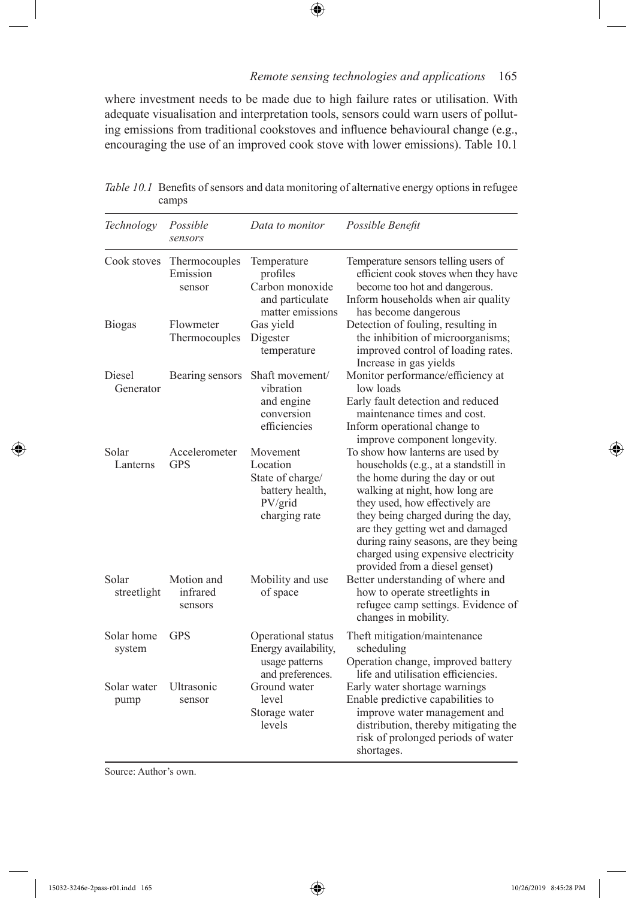where investment needs to be made due to high failure rates or utilisation. With adequate visualisation and interpretation tools, sensors could warn users of polluting emissions from traditional cookstoves and influence behavioural change (e.g., encouraging the use of an improved cook stove with lower emissions). Table 10.1

*Table 10.1* Benefits of sensors and data monitoring of alternative energy options in refugee camps

| *Technology* | *Possible sensors* | *Data to monitor* | *Possible Benefit* |
|---|---|---|---|
| Cook stoves | Thermocouples<br>Emission sensor | Temperature profiles<br>Carbon monoxide and particulate matter emissions | Temperature sensors telling users of efficient cook stoves when they have become too hot and dangerous.<br>Inform households when air quality has become dangerous |
| Biogas | Flowmeter<br>Thermocouples | Gas yield<br>Digester temperature | Detection of fouling, resulting in the inhibition of microorganisms; improved control of loading rates. Increase in gas yields |
| Diesel Generator | Bearing sensors | Shaft movement/ vibration and engine conversion efficiencies | Monitor performance/efficiency at low loads<br>Early fault detection and reduced maintenance times and cost.<br>Inform operational change to improve component longevity. |
| Solar Lanterns | Accelerometer<br>GPS | Movement<br>Location<br>State of charge/ battery health, PV/grid charging rate | To show how lanterns are used by households (e.g., at a standstill in the home during the day or out walking at night, how long are they used, how effectively are they being charged during the day, are they getting wet and damaged during rainy seasons, are they being charged using expensive electricity provided from a diesel genset) |
| Solar streetlight | Motion and infrared sensors | Mobility and use of space | Better understanding of where and how to operate streetlights in refugee camp settings. Evidence of changes in mobility. |
| Solar home system | GPS | Operational status<br>Energy availability, usage patterns and preferences. | Theft mitigation/maintenance scheduling<br>Operation change, improved battery life and utilisation efficiencies. |
| Solar water pump | Ultrasonic sensor | Ground water level<br>Storage water levels | Early water shortage warnings<br>Enable predictive capabilities to improve water management and distribution, thereby mitigating the risk of prolonged periods of water shortages. |

Source: Author's own.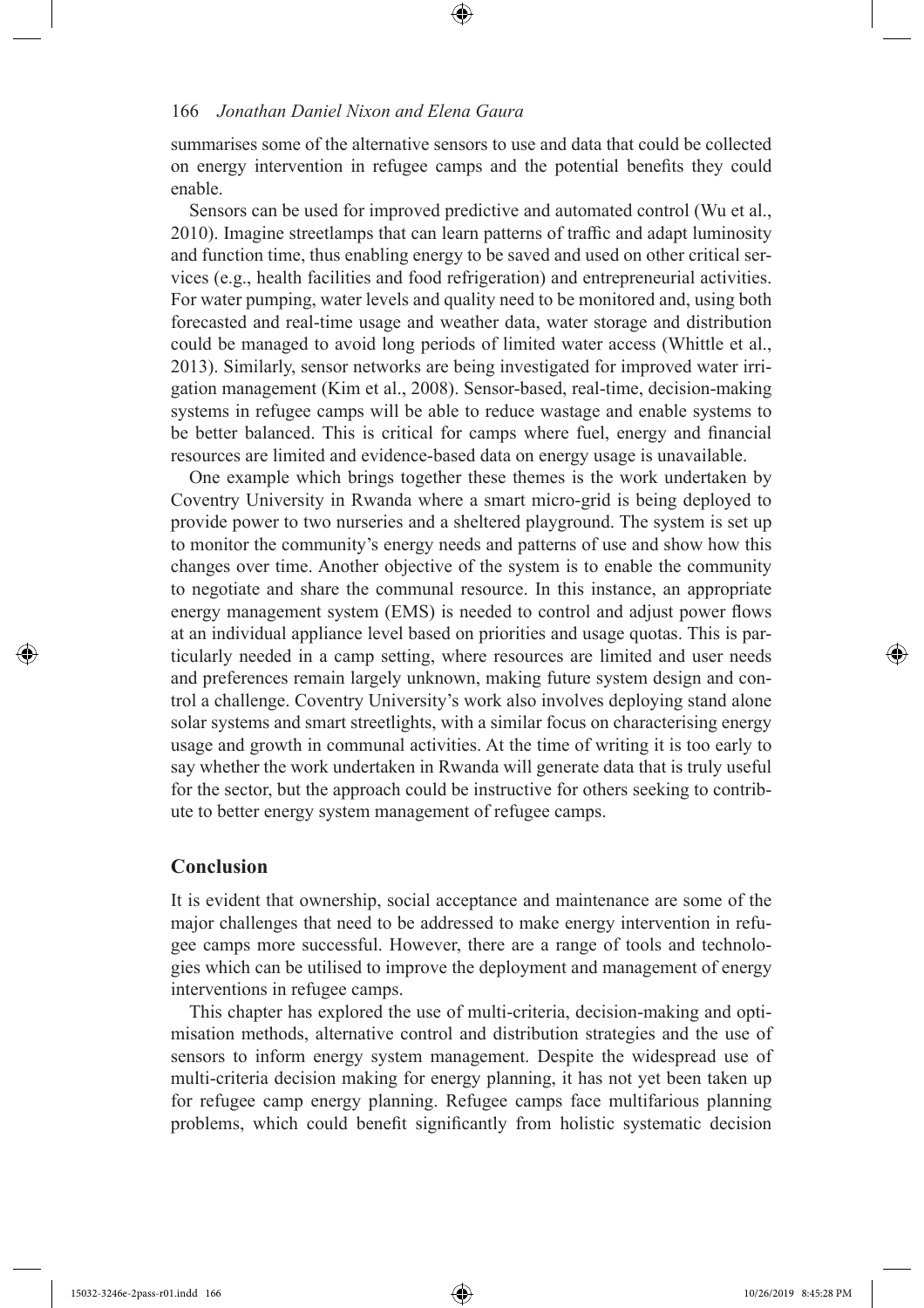summarises some of the alternative sensors to use and data that could be collected on energy intervention in refugee camps and the potential benefits they could enable.

Sensors can be used for improved predictive and automated control (Wu et al., 2010). Imagine streetlamps that can learn patterns of traffic and adapt luminosity and function time, thus enabling energy to be saved and used on other critical services (e.g., health facilities and food refrigeration) and entrepreneurial activities. For water pumping, water levels and quality need to be monitored and, using both forecasted and real-time usage and weather data, water storage and distribution could be managed to avoid long periods of limited water access (Whittle et al., 2013). Similarly, sensor networks are being investigated for improved water irrigation management (Kim et al., 2008). Sensor-based, real-time, decision-making systems in refugee camps will be able to reduce wastage and enable systems to be better balanced. This is critical for camps where fuel, energy and financial resources are limited and evidence-based data on energy usage is unavailable.

One example which brings together these themes is the work undertaken by Coventry University in Rwanda where a smart micro-grid is being deployed to provide power to two nurseries and a sheltered playground. The system is set up to monitor the community's energy needs and patterns of use and show how this changes over time. Another objective of the system is to enable the community to negotiate and share the communal resource. In this instance, an appropriate energy management system (EMS) is needed to control and adjust power flows at an individual appliance level based on priorities and usage quotas. This is particularly needed in a camp setting, where resources are limited and user needs and preferences remain largely unknown, making future system design and control a challenge. Coventry University's work also involves deploying stand alone solar systems and smart streetlights, with a similar focus on characterising energy usage and growth in communal activities. At the time of writing it is too early to say whether the work undertaken in Rwanda will generate data that is truly useful for the sector, but the approach could be instructive for others seeking to contribute to better energy system management of refugee camps.

## Conclusion

It is evident that ownership, social acceptance and maintenance are some of the major challenges that need to be addressed to make energy intervention in refugee camps more successful. However, there are a range of tools and technologies which can be utilised to improve the deployment and management of energy interventions in refugee camps.

This chapter has explored the use of multi-criteria, decision-making and optimisation methods, alternative control and distribution strategies and the use of sensors to inform energy system management. Despite the widespread use of multi-criteria decision making for energy planning, it has not yet been taken up for refugee camp energy planning. Refugee camps face multifarious planning problems, which could benefit significantly from holistic systematic decision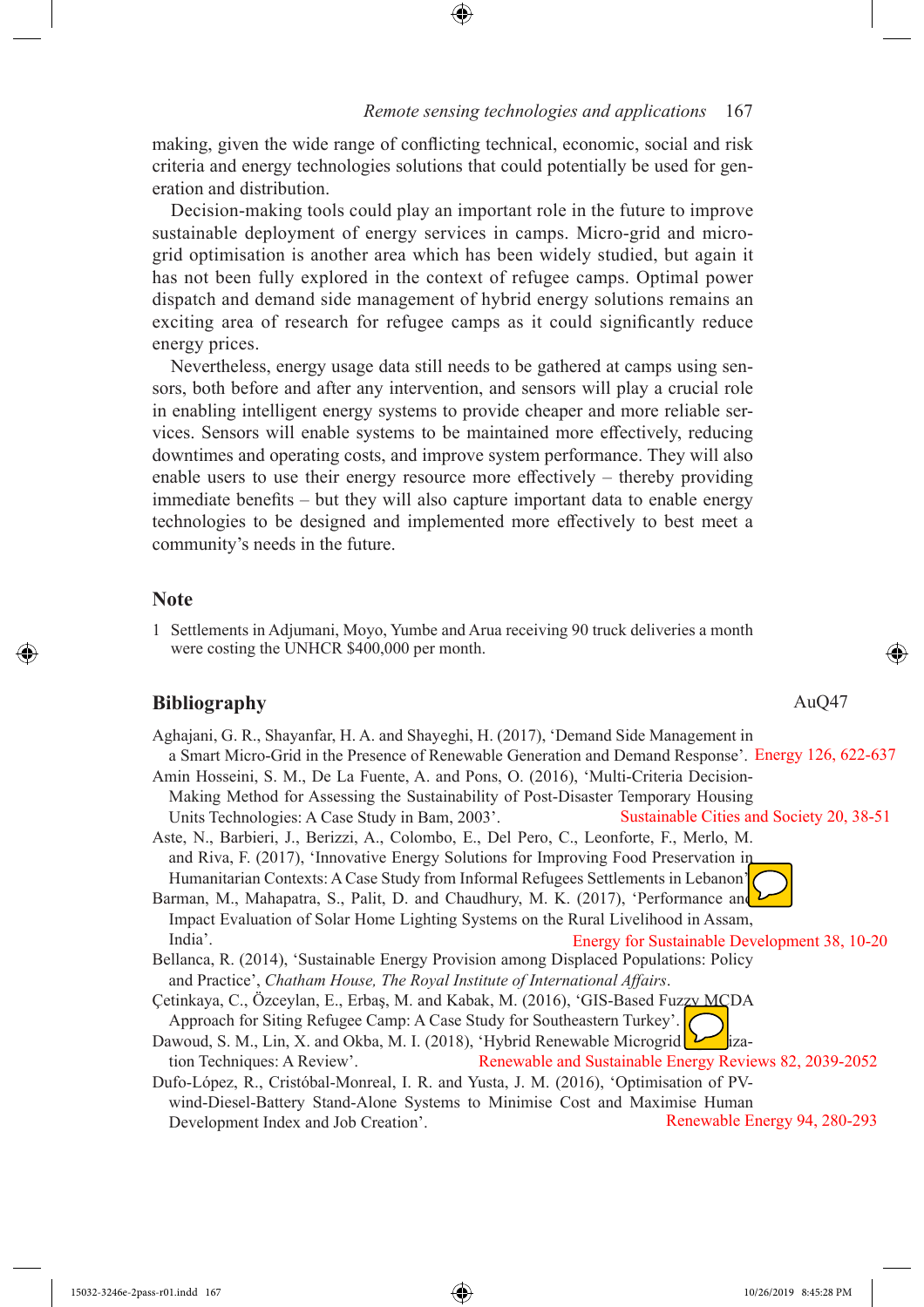making, given the wide range of conflicting technical, economic, social and risk criteria and energy technologies solutions that could potentially be used for generation and distribution.

Decision-making tools could play an important role in the future to improve sustainable deployment of energy services in camps. Micro-grid and micro-grid optimisation is another area which has been widely studied, but again it has not been fully explored in the context of refugee camps. Optimal power dispatch and demand side management of hybrid energy solutions remains an exciting area of research for refugee camps as it could significantly reduce energy prices.

Nevertheless, energy usage data still needs to be gathered at camps using sensors, both before and after any intervention, and sensors will play a crucial role in enabling intelligent energy systems to provide cheaper and more reliable services. Sensors will enable systems to be maintained more effectively, reducing downtimes and operating costs, and improve system performance. They will also enable users to use their energy resource more effectively – thereby providing immediate benefits – but they will also capture important data to enable energy technologies to be designed and implemented more effectively to best meet a community's needs in the future.

## Note

1 Settlements in Adjumani, Moyo, Yumbe and Arua receiving 90 truck deliveries a month were costing the UNHCR $400,000 per month.

## Bibliography

AuQ47

Aghajani, G. R., Shayanfar, H. A. and Shayeghi, H. (2017), 'Demand Side Management in a Smart Micro-Grid in the Presence of Renewable Generation and Demand Response'. Energy 126, 622-637

Amin Hosseini, S. M., De La Fuente, A. and Pons, O. (2016), 'Multi-Criteria Decision-Making Method for Assessing the Sustainability of Post-Disaster Temporary Housing Units Technologies: A Case Study in Bam, 2003'. Sustainable Cities and Society 20, 38-51

Aste, N., Barbieri, J., Berizzi, A., Colombo, E., Del Pero, C., Leonforte, F., Merlo, M. and Riva, F. (2017), 'Innovative Energy Solutions for Improving Food Preservation in Humanitarian Contexts: A Case Study from Informal Refugees Settlements in Lebanon'.

Barman, M., Mahapatra, S., Palit, D. and Chaudhury, M. K. (2017), 'Performance and Impact Evaluation of Solar Home Lighting Systems on the Rural Livelihood in Assam, India'. Energy for Sustainable Development 38, 10-20

Bellanca, R. (2014), 'Sustainable Energy Provision among Displaced Populations: Policy and Practice', *Chatham House, The Royal Institute of International Affairs*.

Çetinkaya, C., Özceylan, E., Erbaş, M. and Kabak, M. (2016), 'GIS-Based Fuzzy MCDA Approach for Siting Refugee Camp: A Case Study for Southeastern Turkey'.

Dawoud, S. M., Lin, X. and Okba, M. I. (2018), 'Hybrid Renewable Microgrid Optimization Techniques: A Review'. Renewable and Sustainable Energy Reviews 82, 2039-2052

Dufo-López, R., Cristóbal-Monreal, I. R. and Yusta, J. M. (2016), 'Optimisation of PV-wind-Diesel-Battery Stand-Alone Systems to Minimise Cost and Maximise Human Development Index and Job Creation'. Renewable Energy 94, 280-293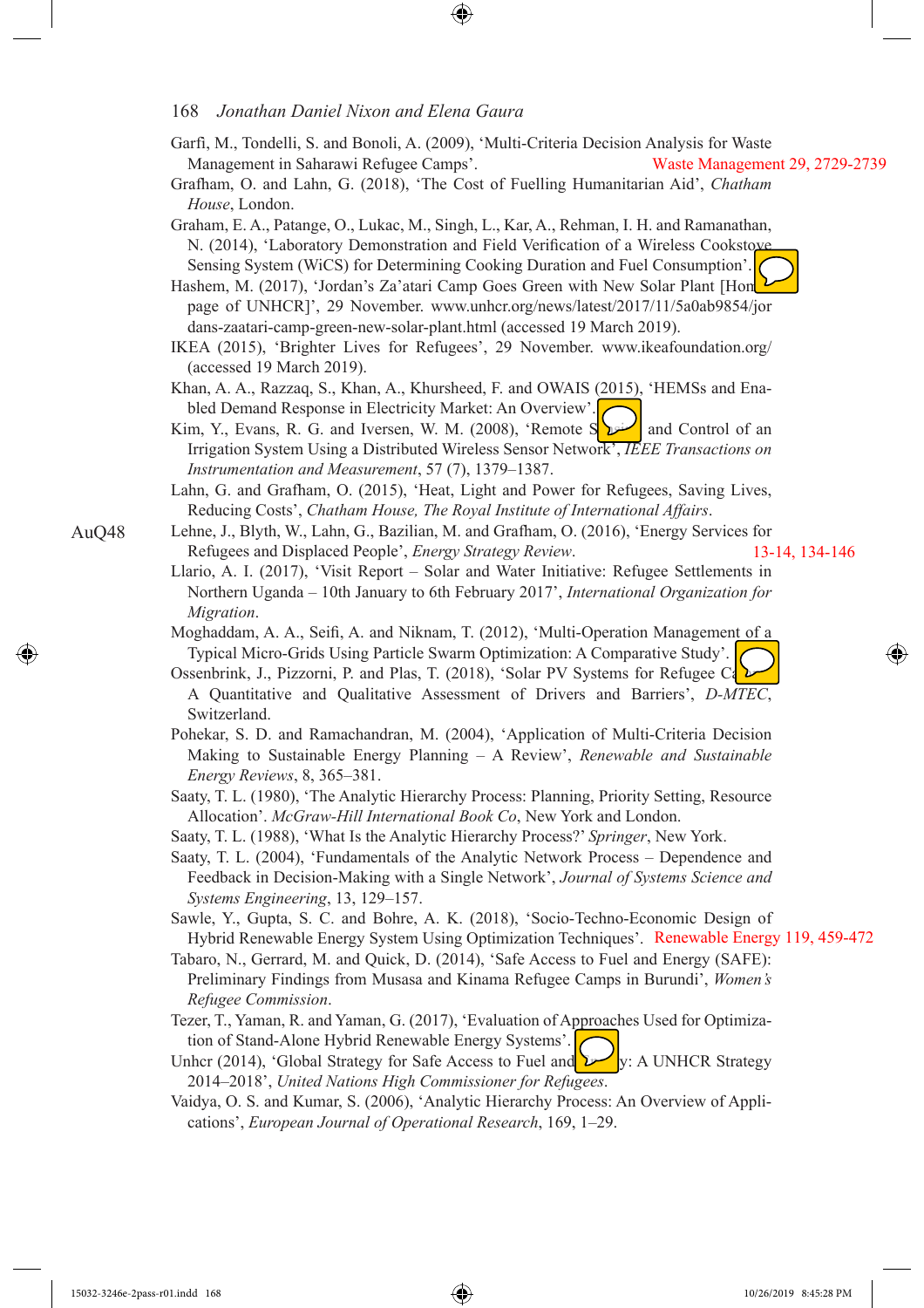Garfi, M., Tondelli, S. and Bonoli, A. (2009), 'Multi-Criteria Decision Analysis for Waste Management in Saharawi Refugee Camps'. Waste Management 29, 2729-2739

Grafham, O. and Lahn, G. (2018), 'The Cost of Fuelling Humanitarian Aid', *Chatham House*, London.

Graham, E. A., Patange, O., Lukac, M., Singh, L., Kar, A., Rehman, I. H. and Ramanathan, N. (2014), 'Laboratory Demonstration and Field Verification of a Wireless Cookstove Sensing System (WiCS) for Determining Cooking Duration and Fuel Consumption'.

Hashem, M. (2017), 'Jordan's Za'atari Camp Goes Green with New Solar Plant [Home page of UNHCR]', 29 November. www.unhcr.org/news/latest/2017/11/5a0ab9854/jordans-zaatari-camp-green-new-solar-plant.html (accessed 19 March 2019).

IKEA (2015), 'Brighter Lives for Refugees', 29 November. www.ikeafoundation.org/ (accessed 19 March 2019).

Khan, A. A., Razzaq, S., Khan, A., Khursheed, F. and OWAIS (2015), 'HEMSs and Enabled Demand Response in Electricity Market: An Overview'.

Kim, Y., Evans, R. G. and Iversen, W. M. (2008), 'Remote Sensing and Control of an Irrigation System Using a Distributed Wireless Sensor Network', *IEEE Transactions on Instrumentation and Measurement*, 57 (7), 1379–1387.

Lahn, G. and Grafham, O. (2015), 'Heat, Light and Power for Refugees, Saving Lives, Reducing Costs', *Chatham House, The Royal Institute of International Affairs*.

Lehne, J., Blyth, W., Lahn, G., Bazilian, M. and Grafham, O. (2016), 'Energy Services for Refugees and Displaced People', *Energy Strategy Review*. 13-14, 134-146

Llario, A. I. (2017), 'Visit Report – Solar and Water Initiative: Refugee Settlements in Northern Uganda – 10th January to 6th February 2017', *International Organization for Migration*.

Moghaddam, A. A., Seifi, A. and Niknam, T. (2012), 'Multi-Operation Management of a Typical Micro-Grids Using Particle Swarm Optimization: A Comparative Study'.

Ossenbrink, J., Pizzorni, P. and Plas, T. (2018), 'Solar PV Systems for Refugee Camps: A Quantitative and Qualitative Assessment of Drivers and Barriers', *D-MTEC*, Switzerland.

Pohekar, S. D. and Ramachandran, M. (2004), 'Application of Multi-Criteria Decision Making to Sustainable Energy Planning – A Review', *Renewable and Sustainable Energy Reviews*, 8, 365–381.

Saaty, T. L. (1980), 'The Analytic Hierarchy Process: Planning, Priority Setting, Resource Allocation'. *McGraw-Hill International Book Co*, New York and London.

Saaty, T. L. (1988), 'What Is the Analytic Hierarchy Process?' *Springer*, New York.

Saaty, T. L. (2004), 'Fundamentals of the Analytic Network Process – Dependence and Feedback in Decision-Making with a Single Network', *Journal of Systems Science and Systems Engineering*, 13, 129–157.

Sawle, Y., Gupta, S. C. and Bohre, A. K. (2018), 'Socio-Techno-Economic Design of Hybrid Renewable Energy System Using Optimization Techniques'. Renewable Energy 119, 459-472

Tabaro, N., Gerrard, M. and Quick, D. (2014), 'Safe Access to Fuel and Energy (SAFE): Preliminary Findings from Musasa and Kinama Refugee Camps in Burundi', *Women's Refugee Commission*.

Tezer, T., Yaman, R. and Yaman, G. (2017), 'Evaluation of Approaches Used for Optimization of Stand-Alone Hybrid Renewable Energy Systems'.

Unhcr (2014), 'Global Strategy for Safe Access to Fuel and Energy: A UNHCR Strategy 2014–2018', *United Nations High Commissioner for Refugees*.

Vaidya, O. S. and Kumar, S. (2006), 'Analytic Hierarchy Process: An Overview of Applications', *European Journal of Operational Research*, 169, 1–29.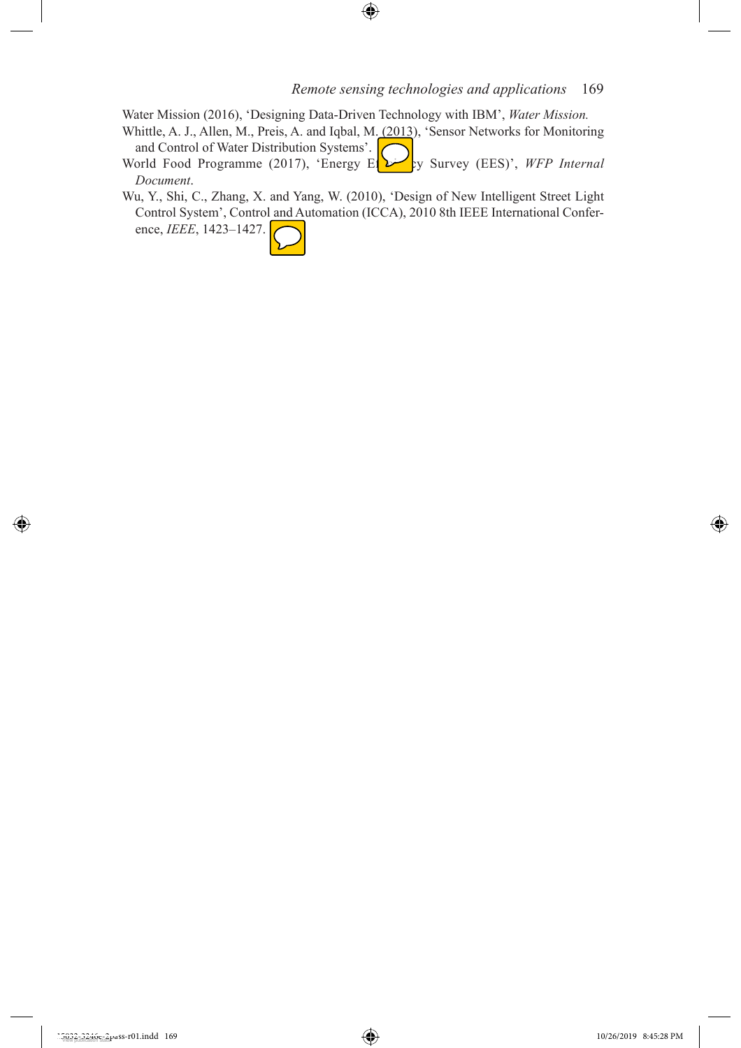Water Mission (2016), 'Designing Data-Driven Technology with IBM', *Water Mission.*

Whittle, A. J., Allen, M., Preis, A. and Iqbal, M. (2013), 'Sensor Networks for Monitoring and Control of Water Distribution Systems'.

World Food Programme (2017), 'Energy Efficiency Survey (EES)', *WFP Internal Document*.

Wu, Y., Shi, C., Zhang, X. and Yang, W. (2010), 'Design of New Intelligent Street Light Control System', Control and Automation (ICCA), 2010 8th IEEE International Conference, *IEEE*, 1423–1427.